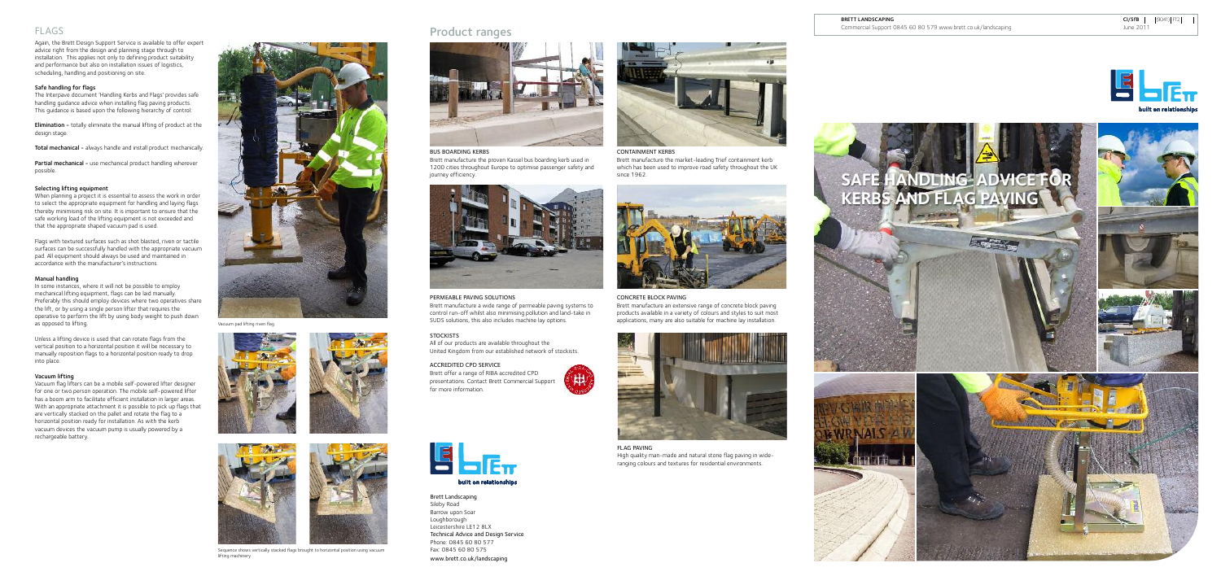# FLAGS

Again, the Brett Design Support Service is available to offer expert advice right from the design and planning stage through to installation. This applies not only to defining product suitability and performance but also on installation issues of logistics, scheduling, handling and positioning on site.

### Safe handling for flags

The Interpave document 'Handling Kerbs and Flags' provides safe handling guidance advice when installing flag paving products. This guidance is based upon the following hierarchy of control:

**Elimination** – totally eliminate the manual lifting of product at the design stage.

**Total mechanical** – always handle and install product mechanically.

**Partial mechanical** – use mechanical product handling wherever possible.

### Selecting lifting equipment

When planning a project it is essential to assess the work in order to select the appropriate equipment for handling and laying flags thereby minimising risk on site. It is important to ensure that the safe working load of the lifting equipment is not exceeded and that the appropriate shaped vacuum pad is used.

Flags with textured surfaces such as shot blasted, riven or tactile surfaces can be successfully handled with the appropriate vacuum pad. All equipment should always be used and maintained in accordance with the manufacturer's instructions.

### Manual handling

In some instances, where it will not be possible to employ mechanical lifting equipment, flags can be laid manually. Preferably this should employ devices where two operatives share the lift, or by using a single person lifter that requires the operative to perform the lift by using body weight to push down as opposed to lifting.

Unless a lifting device is used that can rotate flags from the vertical position to a horizontal position it will be necessary to manually reposition flags to a horizontal position ready to drop into place.

### Vacuum lifting

Vacuum flag lifters can be a mobile self-powered lifter designer for one or two person operation. The mobile self-powered lifter has a boom arm to facilitate efficient installation in larger areas. With an appropriate attachment it is possible to pick up flags that are vertically stacked on the pallet and rotate the flag to a horizontal position ready for installation. As with the kerb vacuum devices the vacuum pump is usually powered by a rechargeable battery.

Vacuum pad lifting riven flag

Sequence shows vertically stacked flags brought to horizontal position using vacuum lifting machinery

# Product ranges

**BUS BOARDING KERBS**
Brett manufacture the proven Kassel bus boarding kerb used in 1200 cities throughout Europe to optimise passenger safety and journey efficiency.

**CONTAINMENT KERBS**
Brett manufacture the market-leading Trief containment kerb which has been used to improve road safety throughout the UK since 1962.

**PERMEABLE PAVING SOLUTIONS**
Brett manufacture a wide range of permeable paving systems to control run-off whilst also minimising pollution and land-take in SUDS solutions, this also includes machine lay options.

**CONCRETE BLOCK PAVING**
Brett manufacture an extensive range of concrete block paving products available in a variety of colours and styles to suit most applications, many are also suitable for machine lay installation.

**STOCKISTS**
All of our products are available throughout the United Kingdom from our established network of stockists.

**ACCREDITED CPD SERVICE**
Brett offer a range of RIBA accredited CPD presentations. Contact Brett Commercial Support for more information.

**FLAG PAVING**
High quality man-made and natural stone flag paving in wide-ranging colours and textures for residential environments.

built on relationships

**Brett Landscaping**
Sileby Road
Barrow upon Soar
Loughborough
Leicestershire LE12 8LX
**Technical Advice and Design Service**
Phone: 0845 60 80 577
Fax: 0845 60 80 575
www.brett.co.uk/landscaping

**BRETT LANDSCAPING**
Commercial Support 0845 60 80 579 www.brett.co.uk/landscaping

CI/SfB | (90.4) | Ff2 |
June 2011

built on relationships

# SAFE HANDLING ADVICE FOR KERBS AND FLAG PAVING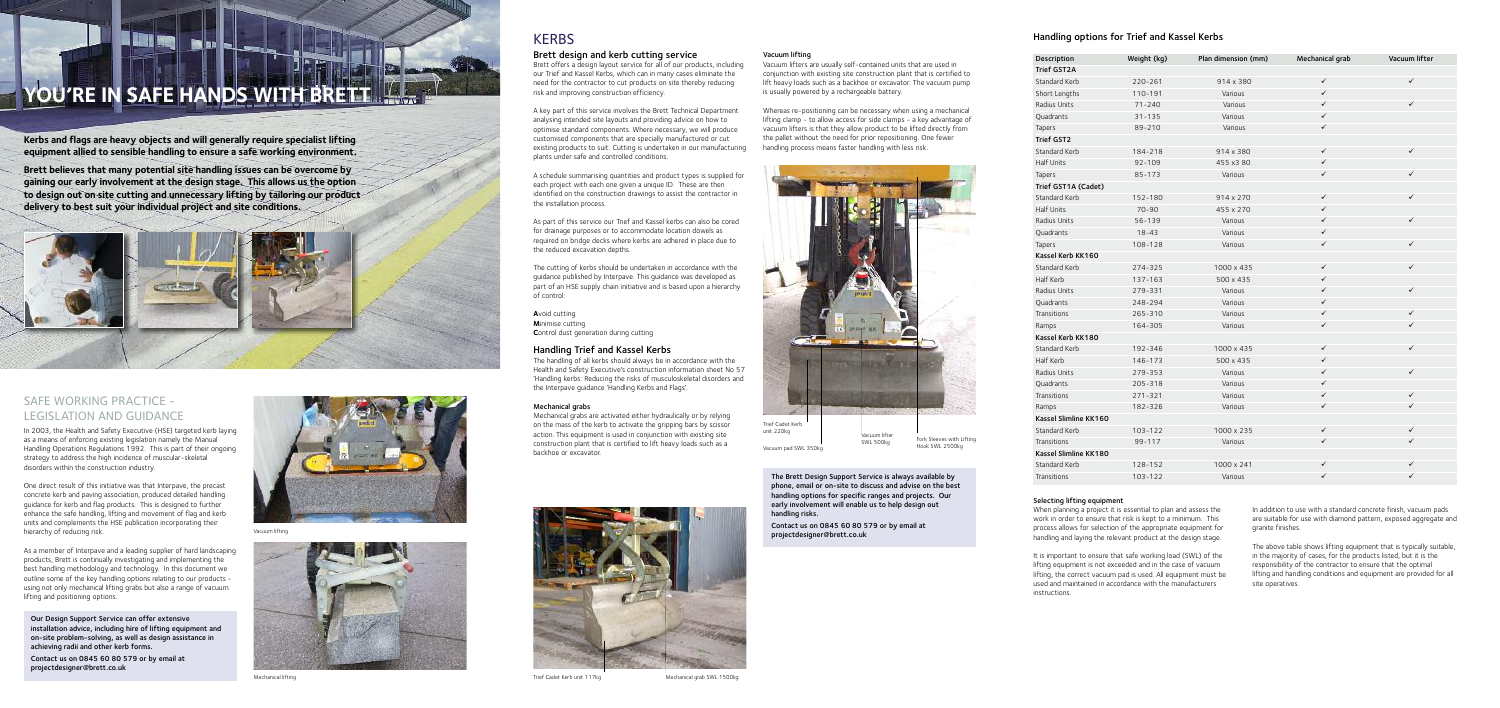# YOU'RE IN SAFE HANDS WITH BRETT

**Kerbs and flags are heavy objects and will generally require specialist lifting equipment allied to sensible handling to ensure a safe working environment.**

**Brett believes that many potential site handling issues can be overcome by gaining our early involvement at the design stage. This allows us the option to design out on-site cutting and unnecessary lifting by tailoring our product delivery to best suit your individual project and site conditions.**

## SAFE WORKING PRACTICE – LEGISLATION AND GUIDANCE

In 2003, the Health and Safety Executive (HSE) targeted kerb laying as a means of enforcing existing legislation namely the Manual Handling Operations Regulations 1992. This is part of their ongoing strategy to address the high incidence of muscular-skeletal disorders within the construction industry.

One direct result of this initiative was that Interpave, the precast concrete kerb and paving association, produced detailed handling guidance for kerb and flag products. This is designed to further enhance the safe handling, lifting and movement of flag and kerb units and complements the HSE publication incorporating their hierarchy of reducing risk.

As a member of Interpave and a leading supplier of hard landscaping products, Brett is continually investigating and implementing the best handling methodology and technology. In this document we outline some of the key handling options relating to our products - using not only mechanical lifting grabs but also a range of vacuum lifting and positioning options.

**Our Design Support Service can offer extensive installation advice, including hire of lifting equipment and on-site problem-solving, as well as design assistance in achieving radii and other kerb forms.**

**Contact us on 0845 60 80 579 or by email at projectdesigner@brett.co.uk**

Vacuum lifting

Mechanical lifting

## KERBS

### Brett design and kerb cutting service

Brett offers a design layout service for all of our products, including our Trief and Kassel Kerbs, which can in many cases eliminate the need for the contractor to cut products on site thereby reducing risk and improving construction efficiency.

A key part of this service involves the Brett Technical Department analysing intended site layouts and providing advice on how to optimise standard components. Where necessary, we will produce customised components that are specially manufactured or cut existing products to suit. Cutting is undertaken in our manufacturing plants under safe and controlled conditions.

A schedule summarising quantities and product types is supplied for each project with each one given a unique ID. These are then identified on the construction drawings to assist the contractor in the installation process.

As part of this service our Trief and Kassel kerbs can also be cored for drainage purposes or to accommodate location dowels as required on bridge decks where kerbs are adhered in place due to the reduced excavation depths.

The cutting of kerbs should be undertaken in accordance with the guidance published by Interpave. This guidance was developed as part of an HSE supply chain initiative and is based upon a hierarchy of control:

**A**void cutting
**M**inimise cutting
**C**ontrol dust generation during cutting

### Handling Trief and Kassel Kerbs

The handling of all kerbs should always be in accordance with the Health and Safety Executive's construction information sheet No 57 'Handling kerbs: Reducing the risks of musculoskeletal disorders and the Interpave guidance 'Handling Kerbs and Flags'.

#### Mechanical grabs

Mechanical grabs are activated either hydraulically or by relying on the mass of the kerb to activate the gripping bars by scissor action. This equipment is used in conjunction with existing site construction plant that is certified to lift heavy loads such as a backhoe or excavator.

Trief Cadet Kerb unit 117kg

Mechanical grab SWL 1500kg

#### Vacuum lifting

Vacuum lifters are usually self-contained units that are used in conjunction with existing site construction plant that is certified to lift heavy loads such as a backhoe or excavator. The vacuum pump is usually powered by a rechargeable battery.

Whereas re-positioning can be necessary when using a mechanical lifting clamp - to allow access for side clamps - a key advantage of vacuum lifters is that they allow product to be lifted directly from the pallet without the need for prior repositioning. One fewer handling process means faster handling with less risk.

Trief Cadet Kerb unit 220kg

Vacuum pad SWL 350kg

Vacuum lifter SWL 500kg

Fork Sleeves with Lifting Hook SWL 2500kg

**The Brett Design Support Service is always available by phone, email or on-site to discuss and advise on the best handling options for specific ranges and projects. Our early involvement will enable us to help design out handling risks.**

**Contact us on 0845 60 80 579 or by email at projectdesigner@brett.co.uk**

### Handling options for Trief and Kassel Kerbs

| Description | Weight (kg) | Plan dimension (mm) | Mechanical grab | Vacuum lifter |
|---|---|---|---|---|
| **Trief GST2A** | | | | |
| Standard Kerb | 220-261 | 914 x 380 | ✓ | ✓ |
| Short Lengths | 110-191 | Various | ✓ | |
| Radius Units | 71-240 | Various | ✓ | ✓ |
| Quadrants | 31-135 | Various | ✓ | |
| Tapers | 89-210 | Various | ✓ | |
| **Trief GST2** | | | | |
| Standard Kerb | 184-218 | 914 x 380 | ✓ | ✓ |
| Half Units | 92-109 | 455 x3 80 | ✓ | |
| Tapers | 85-173 | Various | ✓ | ✓ |
| **Trief GST1A (Cadet)** | | | | |
| Standard Kerb | 152-180 | 914 x 270 | ✓ | ✓ |
| Half Units | 70-90 | 455 x 270 | ✓ | |
| Radius Units | 56-139 | Various | ✓ | ✓ |
| Quadrants | 18-43 | Various | ✓ | |
| Tapers | 108-128 | Various | ✓ | ✓ |
| **Kassel Kerb KK160** | | | | |
| Standard Kerb | 274-325 | 1000 x 435 | ✓ | ✓ |
| Half Kerb | 137-163 | 500 x 435 | ✓ | |
| Radius Units | 279-331 | Various | ✓ | ✓ |
| Quadrants | 248-294 | Various | ✓ | |
| Transitions | 265-310 | Various | ✓ | ✓ |
| Ramps | 164-305 | Various | ✓ | ✓ |
| **Kassel Kerb KK180** | | | | |
| Standard Kerb | 192-346 | 1000 x 435 | ✓ | ✓ |
| Half Kerb | 146-173 | 500 x 435 | ✓ | |
| Radius Units | 279-353 | Various | ✓ | ✓ |
| Quadrants | 205-318 | Various | ✓ | |
| Transitions | 271-321 | Various | ✓ | ✓ |
| Ramps | 182-326 | Various | ✓ | ✓ |
| **Kassel Slimline KK160** | | | | |
| Standard Kerb | 103-122 | 1000 x 235 | ✓ | ✓ |
| Transitions | 99-117 | Various | ✓ | ✓ |
| **Kassel Slimline KK180** | | | | |
| Standard Kerb | 128-152 | 1000 x 241 | ✓ | ✓ |
| Transitions | 103-122 | Various | ✓ | ✓ |

#### Selecting lifting equipment

When planning a project it is essential to plan and assess the work in order to ensure that risk is kept to a minimum. This process allows for selection of the appropriate equipment for handling and laying the relevant product at the design stage.

It is important to ensure that safe working load (SWL) of the lifting equipment is not exceeded and in the case of vacuum lifting, the correct vacuum pad is used. All equipment must be used and maintained in accordance with the manufacturers instructions.

In addition to use with a standard concrete finish, vacuum pads are suitable for use with diamond pattern, exposed aggregate and granite finishes.

The above table shows lifting equipment that is typically suitable, in the majority of cases, for the products listed, but it is the responsibility of the contractor to ensure that the optimal lifting and handling conditions and equipment are provided for all site operatives.